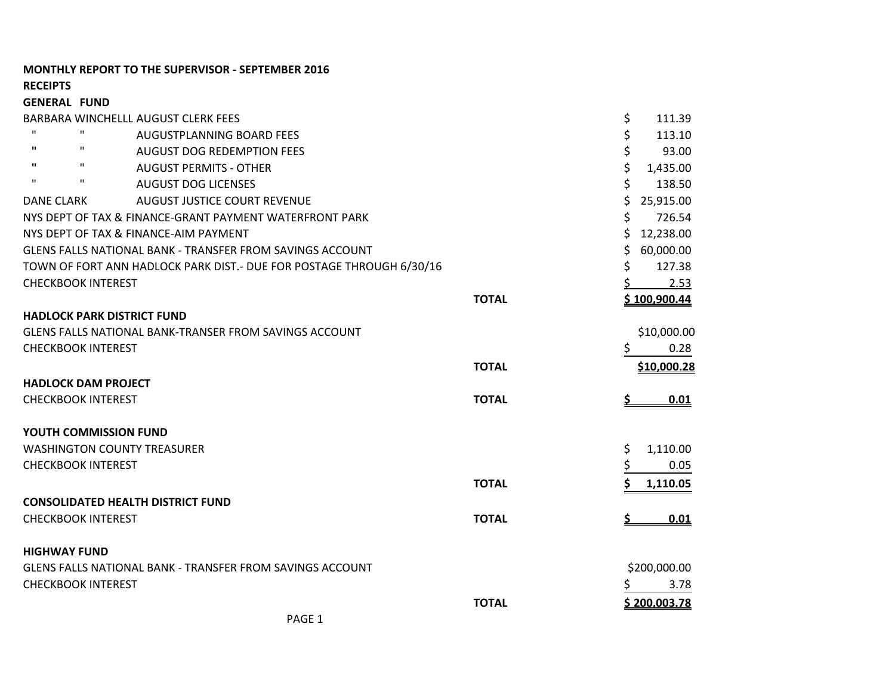**MONTHLY REPORT TO THE SUPERVISOR - SEPTEMBER 2016**

**RECEIPTS**

**GENERAL FUND**

| | | | |
|---|---|---|---|
| BARBARA WINCHELLL | AUGUST CLERK FEES | | $ 111.39 |
| " " | AUGUSTPLANNING BOARD FEES | | $ 113.10 |
| " " | AUGUST DOG REDEMPTION FEES | | $ 93.00 |
| " " | AUGUST PERMITS - OTHER | | $ 1,435.00 |
| " " | AUGUST DOG LICENSES | | $ 138.50 |
| DANE CLARK | AUGUST JUSTICE COURT REVENUE | | $ 25,915.00 |
| NYS DEPT OF TAX & FINANCE-GRANT PAYMENT WATERFRONT PARK | | | $ 726.54 |
| NYS DEPT OF TAX & FINANCE-AIM PAYMENT | | | $ 12,238.00 |
| GLENS FALLS NATIONAL BANK - TRANSFER FROM SAVINGS ACCOUNT | | | $ 60,000.00 |
| TOWN OF FORT ANN HADLOCK PARK DIST.- DUE FOR POSTAGE THROUGH 6/30/16 | | | $ 127.38 |
| CHECKBOOK INTEREST | | | $ 2.53 |
| | | **TOTAL** | **$ 100,900.44** |

**HADLOCK PARK DISTRICT FUND**

| | | |
|---|---|---|
| GLENS FALLS NATIONAL BANK-TRANSER FROM SAVINGS ACCOUNT | | $10,000.00 |
| CHECKBOOK INTEREST | | $ 0.28 |
| | **TOTAL** | **$10,000.28** |

**HADLOCK DAM PROJECT**

| | | |
|---|---|---|
| CHECKBOOK INTEREST | **TOTAL** | **$ 0.01** |

**YOUTH COMMISSION FUND**

| | | |
|---|---|---|
| WASHINGTON COUNTY TREASURER | | $ 1,110.00 |
| CHECKBOOK INTEREST | | $ 0.05 |
| | **TOTAL** | **$ 1,110.05** |

**CONSOLIDATED HEALTH DISTRICT FUND**

| | | |
|---|---|---|
| CHECKBOOK INTEREST | **TOTAL** | **$ 0.01** |

**HIGHWAY FUND**

| | | |
|---|---|---|
| GLENS FALLS NATIONAL BANK - TRANSFER FROM SAVINGS ACCOUNT | | $200,000.00 |
| CHECKBOOK INTEREST | | $ 3.78 |
| | **TOTAL** | **$ 200,003.78** |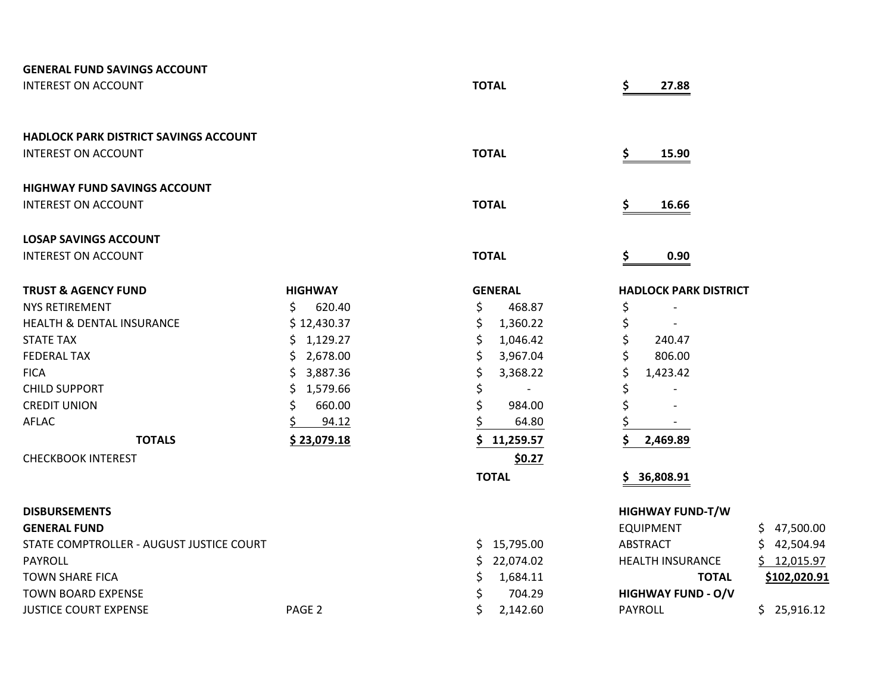**GENERAL FUND SAVINGS ACCOUNT**

| | | |
|---|---|---|
| INTEREST ON ACCOUNT | **TOTAL** | **$ 27.88** |

**HADLOCK PARK DISTRICT SAVINGS ACCOUNT**

| | | |
|---|---|---|
| INTEREST ON ACCOUNT | **TOTAL** | **$ 15.90** |

**HIGHWAY FUND SAVINGS ACCOUNT**

| | | |
|---|---|---|
| INTEREST ON ACCOUNT | **TOTAL** | **$ 16.66** |

**LOSAP SAVINGS ACCOUNT**

| | | |
|---|---|---|
| INTEREST ON ACCOUNT | **TOTAL** | **$ 0.90** |

| **TRUST & AGENCY FUND** | **HIGHWAY** | **GENERAL** | **HADLOCK PARK DISTRICT** |
|---|---|---|---|
| NYS RETIREMENT | $ 620.40 | $ 468.87 | $ - |
| HEALTH & DENTAL INSURANCE | $ 12,430.37 | $ 1,360.22 | $ - |
| STATE TAX | $ 1,129.27 | $ 1,046.42 | $ 240.47 |
| FEDERAL TAX | $ 2,678.00 | $ 3,967.04 | $ 806.00 |
| FICA | $ 3,887.36 | $ 3,368.22 | $ 1,423.42 |
| CHILD SUPPORT | $ 1,579.66 | $ - | $ - |
| CREDIT UNION | $ 660.00 | $ 984.00 | $ - |
| AFLAC | $ 94.12 | $ 64.80 | $ - |
| **TOTALS** | **$ 23,079.18** | **$ 11,259.57** | **$ 2,469.89** |
| CHECKBOOK INTEREST | | **$0.27** | |
| | | **TOTAL** | **$ 36,808.91** |

**DISBURSEMENTS**

**GENERAL FUND**

| | | |
|---|---|---|
| STATE COMPTROLLER - AUGUST JUSTICE COURT | | $ 15,795.00 |
| PAYROLL | | $ 22,074.02 |
| TOWN SHARE FICA | | $ 1,684.11 |
| TOWN BOARD EXPENSE | | $ 704.29 |
| JUSTICE COURT EXPENSE | PAGE 2 | $ 2,142.60 |

**HIGHWAY FUND-T/W**

| | |
|---|---|
| EQUIPMENT | $ 47,500.00 |
| ABSTRACT | $ 42,504.94 |
| HEALTH INSURANCE | $ 12,015.97 |
| **TOTAL** | **$102,020.91** |

**HIGHWAY FUND - O/V**

| | |
|---|---|
| PAYROLL | $ 25,916.12 |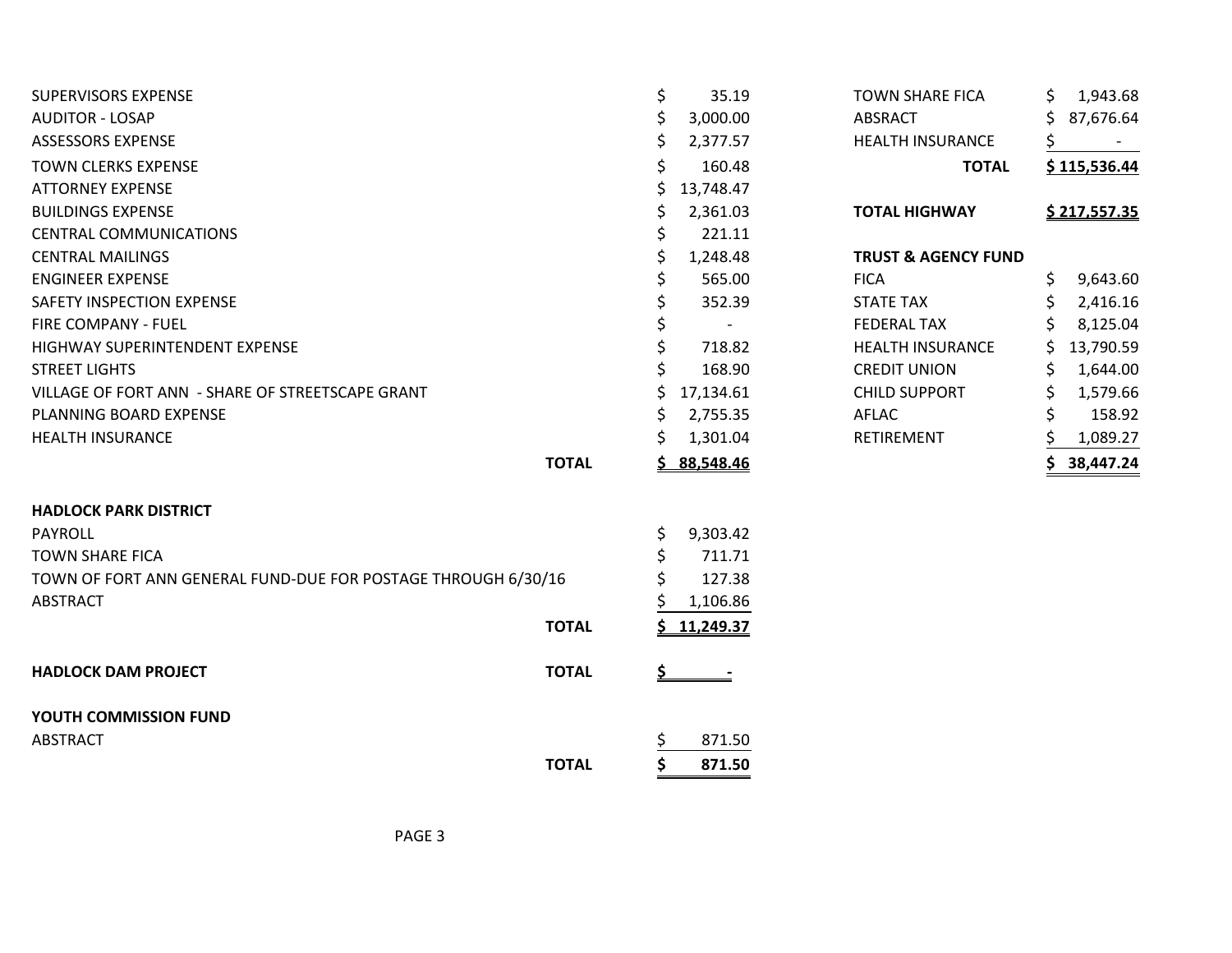| | |
|---|---|
| SUPERVISORS EXPENSE | $ 35.19 |
| AUDITOR - LOSAP | $ 3,000.00 |
| ASSESSORS EXPENSE | $ 2,377.57 |
| TOWN CLERKS EXPENSE | $ 160.48 |
| ATTORNEY EXPENSE | $ 13,748.47 |
| BUILDINGS EXPENSE | $ 2,361.03 |
| CENTRAL COMMUNICATIONS | $ 221.11 |
| CENTRAL MAILINGS | $ 1,248.48 |
| ENGINEER EXPENSE | $ 565.00 |
| SAFETY INSPECTION EXPENSE | $ 352.39 |
| FIRE COMPANY - FUEL | $ - |
| HIGHWAY SUPERINTENDENT EXPENSE | $ 718.82 |
| STREET LIGHTS | $ 168.90 |
| VILLAGE OF FORT ANN - SHARE OF STREETSCAPE GRANT | $ 17,134.61 |
| PLANNING BOARD EXPENSE | $ 2,755.35 |
| HEALTH INSURANCE | $ 1,301.04 |
| **TOTAL** | **$ 88,548.46** |

**HADLOCK PARK DISTRICT**

| | |
|---|---|
| PAYROLL | $ 9,303.42 |
| TOWN SHARE FICA | $ 711.71 |
| TOWN OF FORT ANN GENERAL FUND-DUE FOR POSTAGE THROUGH 6/30/16 | $ 127.38 |
| ABSTRACT | $ 1,106.86 |
| **TOTAL** | **$ 11,249.37** |

| | |
|---|---|
| **HADLOCK DAM PROJECT** **TOTAL** | **$ -** |

**YOUTH COMMISSION FUND**

| | |
|---|---|
| ABSTRACT | $ 871.50 |
| **TOTAL** | **$ 871.50** |

| | |
|---|---|
| TOWN SHARE FICA | $ 1,943.68 |
| ABSRACT | $ 87,676.64 |
| HEALTH INSURANCE | $ - |
| **TOTAL** | **$ 115,536.44** |

| | |
|---|---|
| **TOTAL HIGHWAY** | **$ 217,557.35** |

**TRUST & AGENCY FUND**

| | |
|---|---|
| FICA | $ 9,643.60 |
| STATE TAX | $ 2,416.16 |
| FEDERAL TAX | $ 8,125.04 |
| HEALTH INSURANCE | $ 13,790.59 |
| CREDIT UNION | $ 1,644.00 |
| CHILD SUPPORT | $ 1,579.66 |
| AFLAC | $ 158.92 |
| RETIREMENT | $ 1,089.27 |
| | **$ 38,447.24** |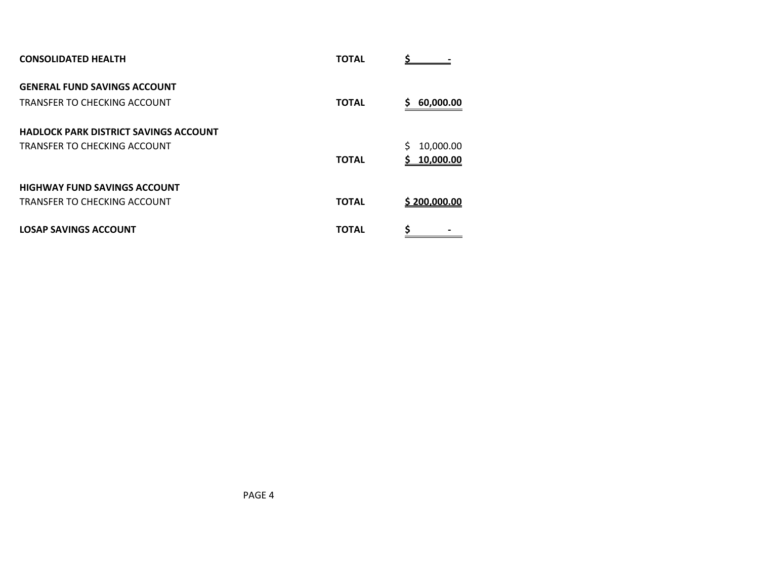| | | |
|---|---|---|
| **CONSOLIDATED HEALTH** | **TOTAL** | **$ -** |
| **GENERAL FUND SAVINGS ACCOUNT** | | |
| TRANSFER TO CHECKING ACCOUNT | **TOTAL** | **$ 60,000.00** |
| **HADLOCK PARK DISTRICT SAVINGS ACCOUNT** | | |
| TRANSFER TO CHECKING ACCOUNT | | $ 10,000.00 |
| | **TOTAL** | **$ 10,000.00** |
| **HIGHWAY FUND SAVINGS ACCOUNT** | | |
| TRANSFER TO CHECKING ACCOUNT | **TOTAL** | **$ 200,000.00** |
| **LOSAP SAVINGS ACCOUNT** | **TOTAL** | **$ -** |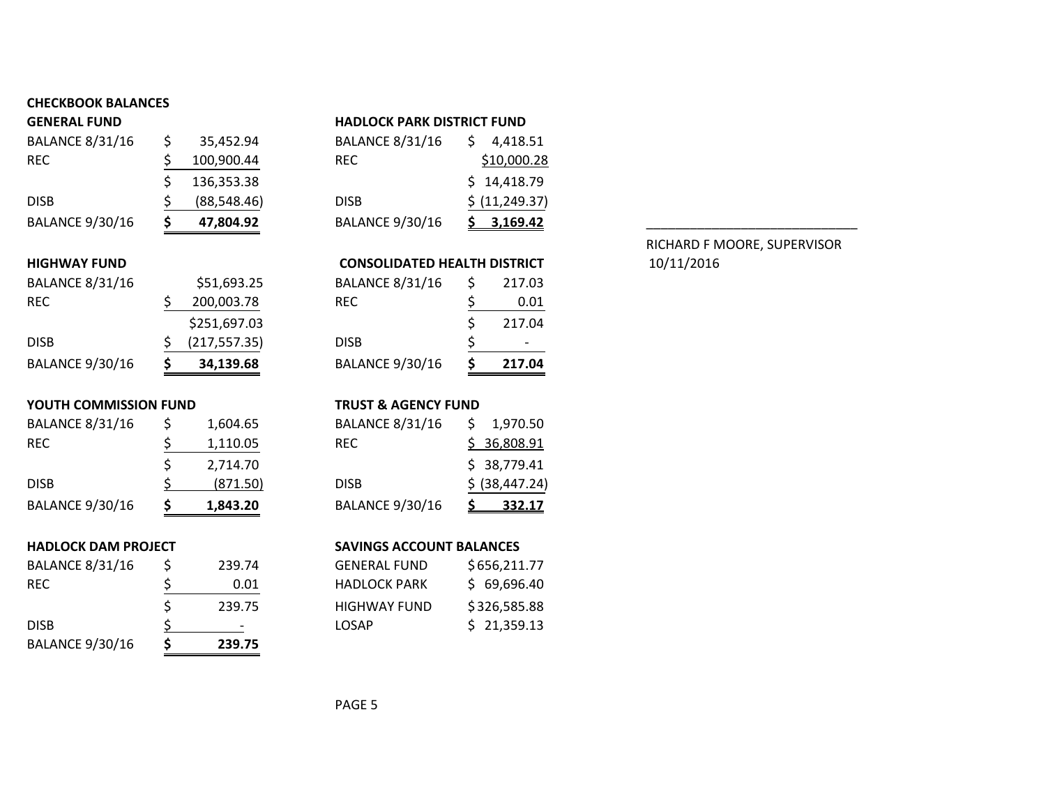## CHECKBOOK BALANCES

### GENERAL FUND

| | |
|---|---|
| BALANCE 8/31/16 | $ 35,452.94 |
| REC | $ 100,900.44 |
| | $ 136,353.38 |
| DISB | $ (88,548.46) |
| BALANCE 9/30/16 | **$ 47,804.92** |

### HADLOCK PARK DISTRICT FUND

| | |
|---|---|
| BALANCE 8/31/16 | $ 4,418.51 |
| REC | $10,000.28 |
| | $ 14,418.79 |
| DISB | $ (11,249.37) |
| BALANCE 9/30/16 | **$ 3,169.42** |

### HIGHWAY FUND

| | |
|---|---|
| BALANCE 8/31/16 | $51,693.25 |
| REC | $ 200,003.78 |
| | $251,697.03 |
| DISB | $ (217,557.35) |
| BALANCE 9/30/16 | **$ 34,139.68** |

### CONSOLIDATED HEALTH DISTRICT

| | |
|---|---|
| BALANCE 8/31/16 | $ 217.03 |
| REC | $ 0.01 |
| | $ 217.04 |
| DISB | $ - |
| BALANCE 9/30/16 | **$ 217.04** |

### YOUTH COMMISSION FUND

| | |
|---|---|
| BALANCE 8/31/16 | $ 1,604.65 |
| REC | $ 1,110.05 |
| | $ 2,714.70 |
| DISB | $ (871.50) |
| BALANCE 9/30/16 | **$ 1,843.20** |

### TRUST & AGENCY FUND

| | |
|---|---|
| BALANCE 8/31/16 | $ 1,970.50 |
| REC | $ 36,808.91 |
| | $ 38,779.41 |
| DISB | $ (38,447.24) |
| BALANCE 9/30/16 | **$ 332.17** |

### HADLOCK DAM PROJECT

| | |
|---|---|
| BALANCE 8/31/16 | $ 239.74 |
| REC | $ 0.01 |
| | $ 239.75 |
| DISB | $ - |
| BALANCE 9/30/16 | **$ 239.75** |

### SAVINGS ACCOUNT BALANCES

| | |
|---|---|
| GENERAL FUND | $656,211.77 |
| HADLOCK PARK | $ 69,696.40 |
| HIGHWAY FUND | $326,585.88 |
| LOSAP | $ 21,359.13 |

_____________________________

RICHARD F MOORE, SUPERVISOR

10/11/2016